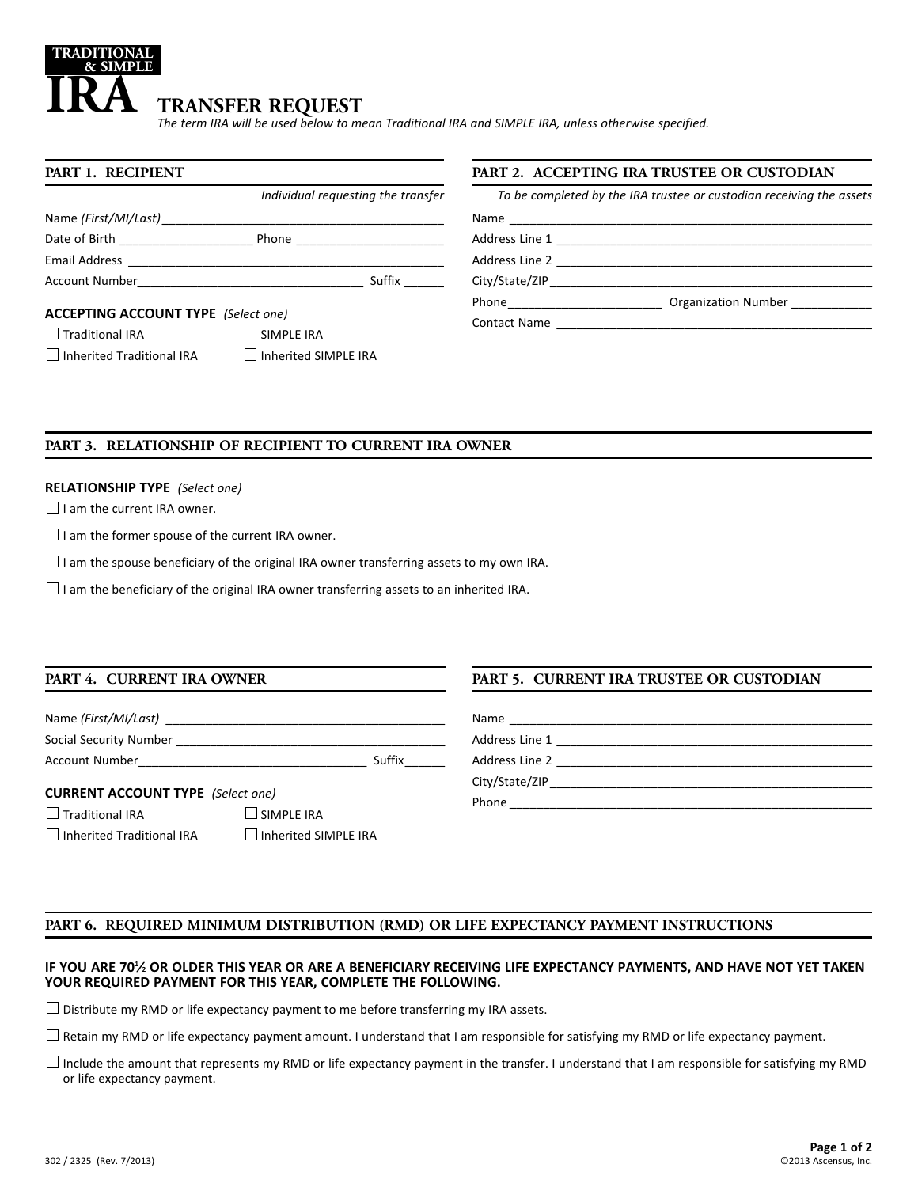**TRADITIONAL & SIMPLE**

# IRA TRANSFER REQUEST

*The term IRA will be used below to mean Traditional IRA and SIMPLE IRA, unless otherwise specified.*

## PART 1. RECIPIENT

*Individual requesting the transfer*

Name *(First/MI/Last)* ____________________________________________

Date of Birth ____________________ Phone ______________________

Email Address ____________________________________________

Account Number_________________________________ Suffix ______

**ACCEPTING ACCOUNT TYPE** *(Select one)*

☐ Traditional IRA ☐ SIMPLE IRA

☐ Inherited Traditional IRA ☐ Inherited SIMPLE IRA

## PART 2. ACCEPTING IRA TRUSTEE OR CUSTODIAN

*To be completed by the IRA trustee or custodian receiving the assets*

Name ____________________________________________

Address Line 1 ____________________________________________

Address Line 2 ____________________________________________

City/State/ZIP____________________________________________

Phone_______________________ Organization Number ____________

Contact Name ____________________________________________

## PART 3. RELATIONSHIP OF RECIPIENT TO CURRENT IRA OWNER

**RELATIONSHIP TYPE** *(Select one)*

☐ I am the current IRA owner.

☐ I am the former spouse of the current IRA owner.

☐ I am the spouse beneficiary of the original IRA owner transferring assets to my own IRA.

☐ I am the beneficiary of the original IRA owner transferring assets to an inherited IRA.

## PART 4. CURRENT IRA OWNER

Name *(First/MI/Last)* ____________________________________________

Social Security Number ____________________________________________

Account Number_________________________________ Suffix______

**CURRENT ACCOUNT TYPE** *(Select one)*

☐ Traditional IRA ☐ SIMPLE IRA

☐ Inherited Traditional IRA ☐ Inherited SIMPLE IRA

## PART 5. CURRENT IRA TRUSTEE OR CUSTODIAN

Name ____________________________________________

Address Line 1 ____________________________________________

Address Line 2 ____________________________________________

City/State/ZIP____________________________________________

Phone ____________________________________________

## PART 6. REQUIRED MINIMUM DISTRIBUTION (RMD) OR LIFE EXPECTANCY PAYMENT INSTRUCTIONS

**IF YOU ARE 70½ OR OLDER THIS YEAR OR ARE A BENEFICIARY RECEIVING LIFE EXPECTANCY PAYMENTS, AND HAVE NOT YET TAKEN YOUR REQUIRED PAYMENT FOR THIS YEAR, COMPLETE THE FOLLOWING.**

☐ Distribute my RMD or life expectancy payment to me before transferring my IRA assets.

☐ Retain my RMD or life expectancy payment amount. I understand that I am responsible for satisfying my RMD or life expectancy payment.

☐ Include the amount that represents my RMD or life expectancy payment in the transfer. I understand that I am responsible for satisfying my RMD or life expectancy payment.

302 / 2325 (Rev. 7/2013) ©2013 Ascensus, Inc.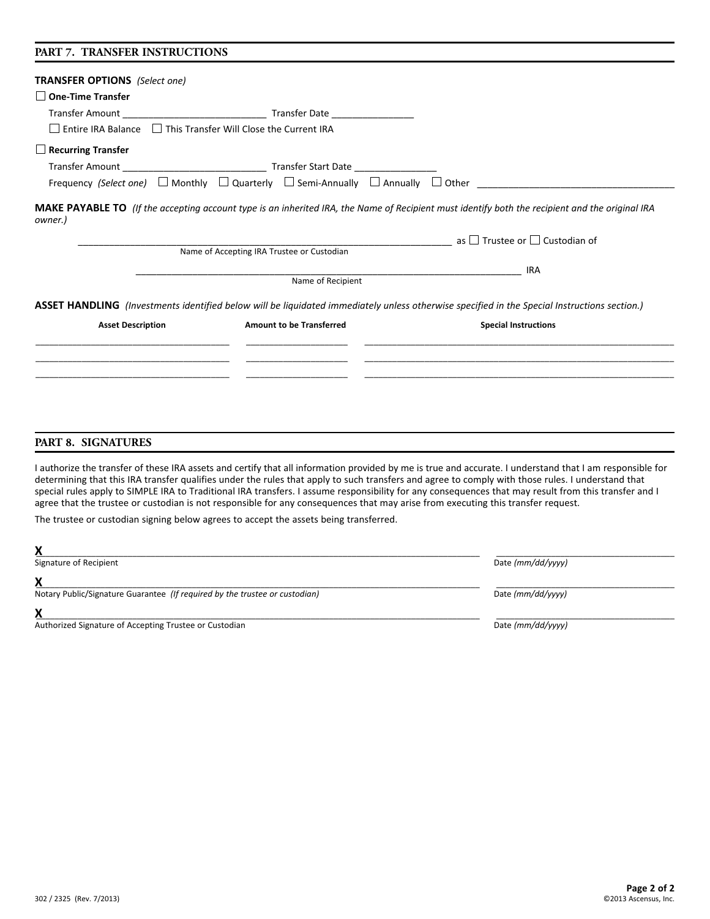## PART 7. TRANSFER INSTRUCTIONS

**TRANSFER OPTIONS** *(Select one)*

☐ **One-Time Transfer**

Transfer Amount ___________________________ Transfer Date _______________

☐ Entire IRA Balance ☐ This Transfer Will Close the Current IRA

☐ **Recurring Transfer**

Transfer Amount ___________________________ Transfer Start Date _______________

Frequency *(Select one)* ☐ Monthly ☐ Quarterly ☐ Semi-Annually ☐ Annually ☐ Other ___________________________________

**MAKE PAYABLE TO** *(If the accepting account type is an inherited IRA, the Name of Recipient must identify both the recipient and the original IRA owner.)*

______________________________________________________________________ as ☐ Trustee or ☐ Custodian of
Name of Accepting IRA Trustee or Custodian

________________________________________________________________________ IRA
Name of Recipient

**ASSET HANDLING** *(Investments identified below will be liquidated immediately unless otherwise specified in the Special Instructions section.)*

| Asset Description | Amount to be Transferred | Special Instructions |
|---|---|---|
| | | |
| | | |
| | | |

## PART 8. SIGNATURES

I authorize the transfer of these IRA assets and certify that all information provided by me is true and accurate. I understand that I am responsible for determining that this IRA transfer qualifies under the rules that apply to such transfers and agree to comply with those rules. I understand that special rules apply to SIMPLE IRA to Traditional IRA transfers. I assume responsibility for any consequences that may result from this transfer and I agree that the trustee or custodian is not responsible for any consequences that may arise from executing this transfer request.

The trustee or custodian signing below agrees to accept the assets being transferred.

**X**______________________________________________________________ ______________________
Signature of Recipient — Date *(mm/dd/yyyy)*

**X**______________________________________________________________ ______________________
Notary Public/Signature Guarantee *(If required by the trustee or custodian)* — Date *(mm/dd/yyyy)*

**X**______________________________________________________________ ______________________
Authorized Signature of Accepting Trustee or Custodian — Date *(mm/dd/yyyy)*

302 / 2325 (Rev. 7/2013) ©2013 Ascensus, Inc.